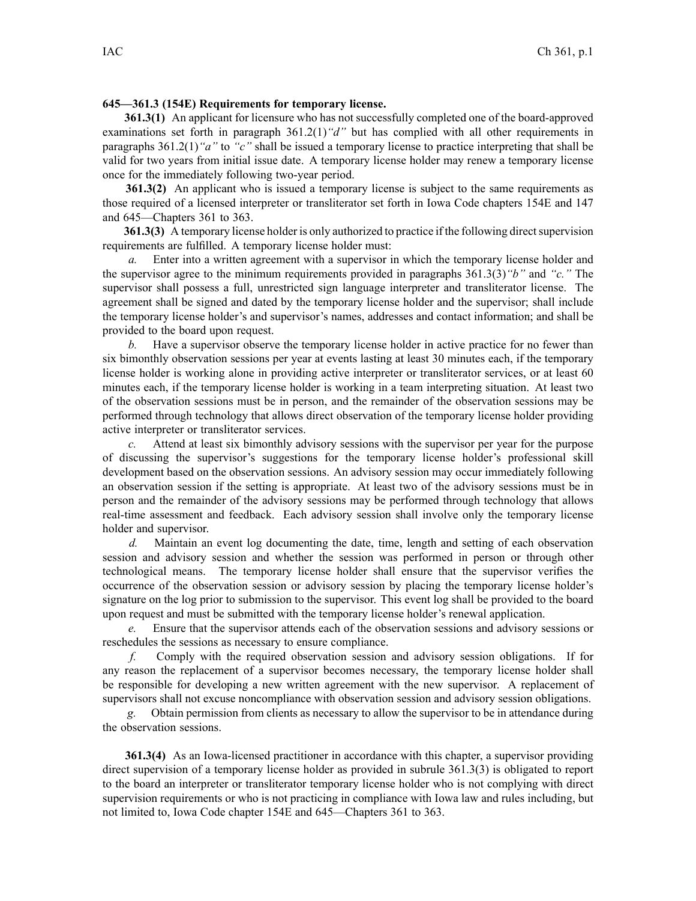**645—361.3 (154E) Requirements for temporary license.**

**361.3(1)** An applicant for licensure who has not successfully completed one of the board-approved examinations set forth in paragraph 361.2(1)*"d"* but has complied with all other requirements in paragraphs 361.2(1)*"a"* to *"c"* shall be issued a temporary license to practice interpreting that shall be valid for two years from initial issue date. A temporary license holder may renew a temporary license once for the immediately following two-year period.

**361.3(2)** An applicant who is issued a temporary license is subject to the same requirements as those required of a licensed interpreter or transliterator set forth in Iowa Code chapters 154E and 147 and 645—Chapters 361 to 363.

**361.3(3)** A temporary license holder is only authorized to practice if the following direct supervision requirements are fulfilled. A temporary license holder must:

*a.* Enter into a written agreement with a supervisor in which the temporary license holder and the supervisor agree to the minimum requirements provided in paragraphs 361.3(3)*"b"* and *"c."* The supervisor shall possess a full, unrestricted sign language interpreter and transliterator license. The agreement shall be signed and dated by the temporary license holder and the supervisor; shall include the temporary license holder's and supervisor's names, addresses and contact information; and shall be provided to the board upon request.

*b.* Have a supervisor observe the temporary license holder in active practice for no fewer than six bimonthly observation sessions per year at events lasting at least 30 minutes each, if the temporary license holder is working alone in providing active interpreter or transliterator services, or at least 60 minutes each, if the temporary license holder is working in a team interpreting situation. At least two of the observation sessions must be in person, and the remainder of the observation sessions may be performed through technology that allows direct observation of the temporary license holder providing active interpreter or transliterator services.

*c.* Attend at least six bimonthly advisory sessions with the supervisor per year for the purpose of discussing the supervisor's suggestions for the temporary license holder's professional skill development based on the observation sessions. An advisory session may occur immediately following an observation session if the setting is appropriate. At least two of the advisory sessions must be in person and the remainder of the advisory sessions may be performed through technology that allows real-time assessment and feedback. Each advisory session shall involve only the temporary license holder and supervisor.

*d.* Maintain an event log documenting the date, time, length and setting of each observation session and advisory session and whether the session was performed in person or through other technological means. The temporary license holder shall ensure that the supervisor verifies the occurrence of the observation session or advisory session by placing the temporary license holder's signature on the log prior to submission to the supervisor. This event log shall be provided to the board upon request and must be submitted with the temporary license holder's renewal application.

*e.* Ensure that the supervisor attends each of the observation sessions and advisory sessions or reschedules the sessions as necessary to ensure compliance.

*f.* Comply with the required observation session and advisory session obligations. If for any reason the replacement of a supervisor becomes necessary, the temporary license holder shall be responsible for developing a new written agreement with the new supervisor. A replacement of supervisors shall not excuse noncompliance with observation session and advisory session obligations.

*g.* Obtain permission from clients as necessary to allow the supervisor to be in attendance during the observation sessions.

**361.3(4)** As an Iowa-licensed practitioner in accordance with this chapter, a supervisor providing direct supervision of a temporary license holder as provided in subrule 361.3(3) is obligated to report to the board an interpreter or transliterator temporary license holder who is not complying with direct supervision requirements or who is not practicing in compliance with Iowa law and rules including, but not limited to, Iowa Code chapter 154E and 645—Chapters 361 to 363.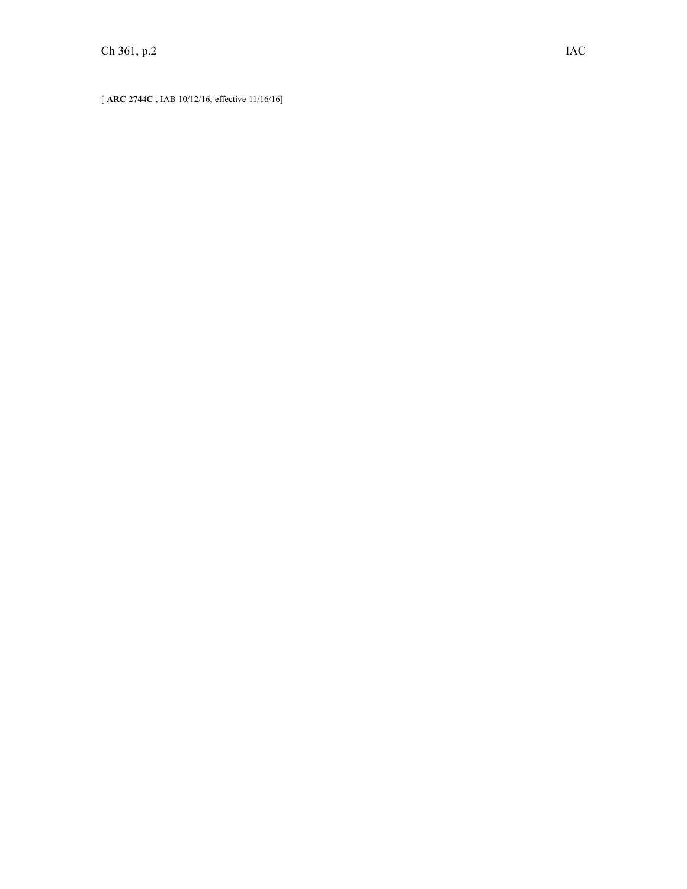[**ARC 2744C**, IAB 10/12/16, effective 11/16/16]